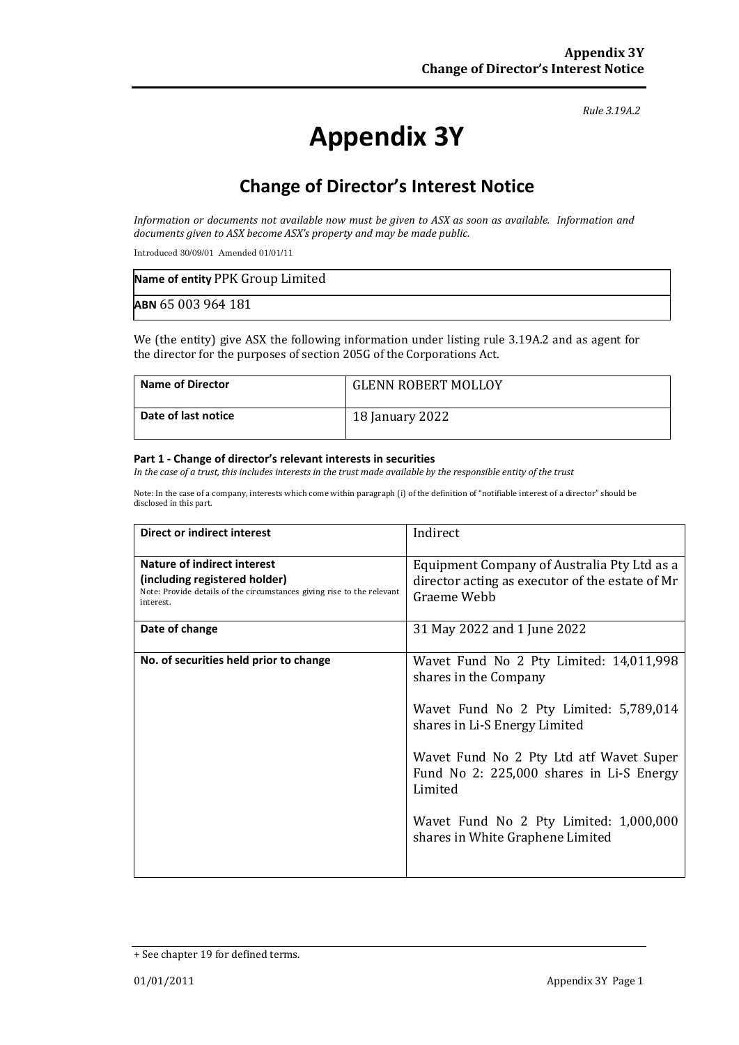*Rule 3.19A.2*

# Appendix 3Y

## Change of Director's Interest Notice

*Information or documents not available now must be given to ASX as soon as available. Information and documents given to ASX become ASX's property and may be made public.*

Introduced 30/09/01 Amended 01/01/11

| **Name of entity** PPK Group Limited |
|---|
| **ABN** 65 003 964 181 |

We (the entity) give ASX the following information under listing rule 3.19A.2 and as agent for the director for the purposes of section 205G of the Corporations Act.

| **Name of Director** | GLENN ROBERT MOLLOY |
|---|---|
| **Date of last notice** | 18 January 2022 |

#### Part 1 - Change of director's relevant interests in securities

*In the case of a trust, this includes interests in the trust made available by the responsible entity of the trust*

Note: In the case of a company, interests which come within paragraph (i) of the definition of "notifiable interest of a director" should be disclosed in this part.

| **Direct or indirect interest** | Indirect |
|---|---|
| **Nature of indirect interest (including registered holder)**<br>Note: Provide details of the circumstances giving rise to the relevant interest. | Equipment Company of Australia Pty Ltd as a director acting as executor of the estate of Mr Graeme Webb |
| **Date of change** | 31 May 2022 and 1 June 2022 |
| **No. of securities held prior to change** | Wavet Fund No 2 Pty Limited: 14,011,998 shares in the Company<br><br>Wavet Fund No 2 Pty Limited: 5,789,014 shares in Li-S Energy Limited<br><br>Wavet Fund No 2 Pty Ltd atf Wavet Super Fund No 2: 225,000 shares in Li-S Energy Limited<br><br>Wavet Fund No 2 Pty Limited: 1,000,000 shares in White Graphene Limited |

+ See chapter 19 for defined terms.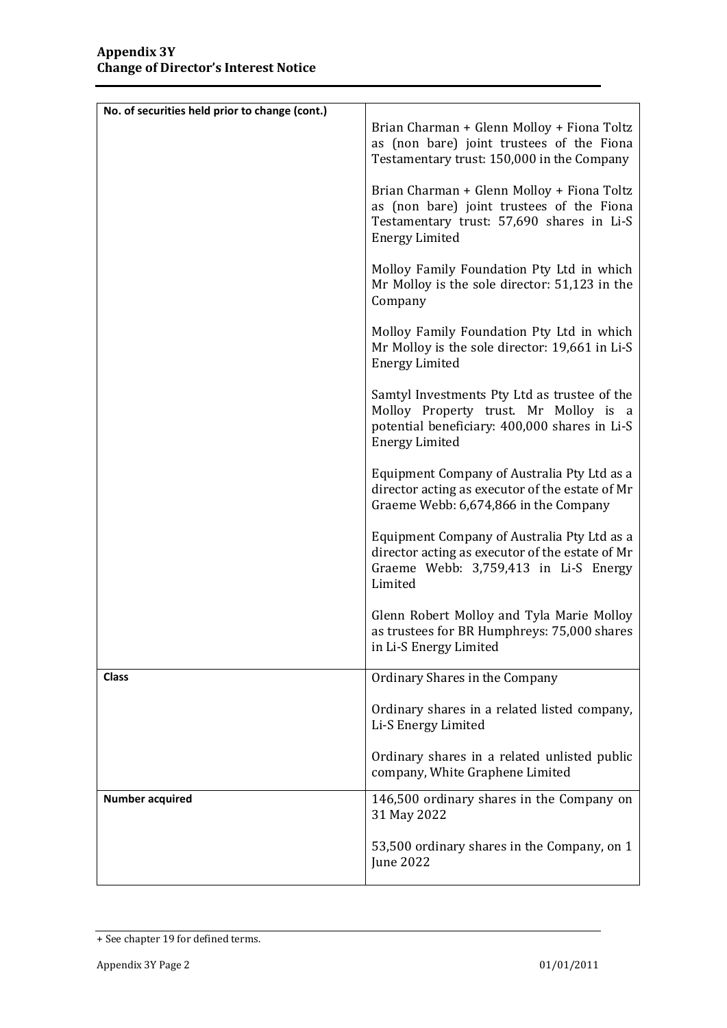| No. of securities held prior to change (cont.) | Brian Charman + Glenn Molloy + Fiona Toltz as (non bare) joint trustees of the Fiona Testamentary trust: 150,000 in the Company<br><br>Brian Charman + Glenn Molloy + Fiona Toltz as (non bare) joint trustees of the Fiona Testamentary trust: 57,690 shares in Li-S Energy Limited<br><br>Molloy Family Foundation Pty Ltd in which Mr Molloy is the sole director: 51,123 in the Company<br><br>Molloy Family Foundation Pty Ltd in which Mr Molloy is the sole director: 19,661 in Li-S Energy Limited<br><br>Samtyl Investments Pty Ltd as trustee of the Molloy Property trust. Mr Molloy is a potential beneficiary: 400,000 shares in Li-S Energy Limited<br><br>Equipment Company of Australia Pty Ltd as a director acting as executor of the estate of Mr Graeme Webb: 6,674,866 in the Company<br><br>Equipment Company of Australia Pty Ltd as a director acting as executor of the estate of Mr Graeme Webb: 3,759,413 in Li-S Energy Limited<br><br>Glenn Robert Molloy and Tyla Marie Molloy as trustees for BR Humphreys: 75,000 shares in Li-S Energy Limited |
|---|---|
| **Class** | Ordinary Shares in the Company<br><br>Ordinary shares in a related listed company, Li-S Energy Limited<br><br>Ordinary shares in a related unlisted public company, White Graphene Limited |
| **Number acquired** | 146,500 ordinary shares in the Company on 31 May 2022<br><br>53,500 ordinary shares in the Company, on 1 June 2022 |

+ See chapter 19 for defined terms.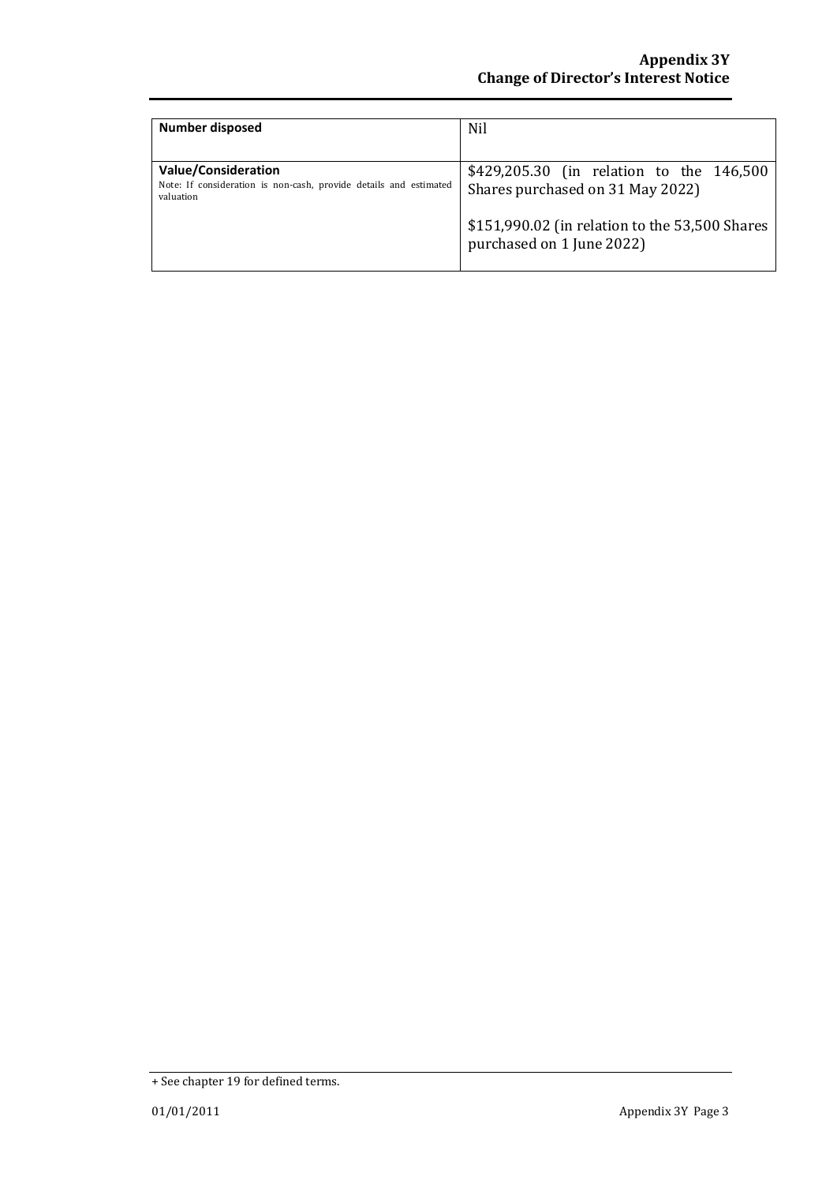| **Number disposed** | Nil |
|---|---|
| **Value/Consideration**<br>Note: If consideration is non-cash, provide details and estimated valuation | $429,205.30 (in relation to the 146,500 Shares purchased on 31 May 2022)<br><br>$151,990.02 (in relation to the 53,500 Shares purchased on 1 June 2022) |

+ See chapter 19 for defined terms.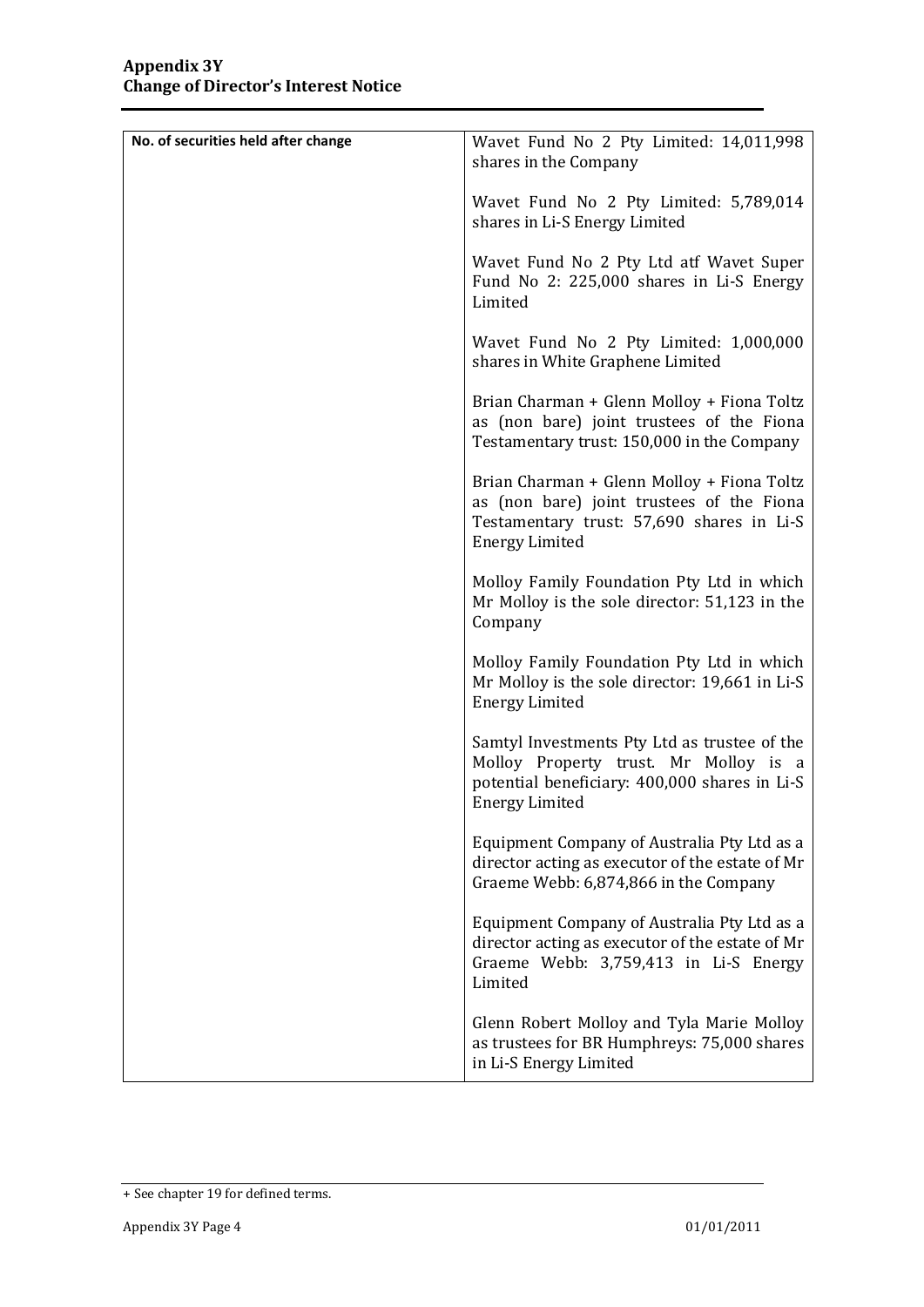| No. of securities held after change | Wavet Fund No 2 Pty Limited: 14,011,998 shares in the Company<br><br>Wavet Fund No 2 Pty Limited: 5,789,014 shares in Li-S Energy Limited<br><br>Wavet Fund No 2 Pty Ltd atf Wavet Super Fund No 2: 225,000 shares in Li-S Energy Limited<br><br>Wavet Fund No 2 Pty Limited: 1,000,000 shares in White Graphene Limited<br><br>Brian Charman + Glenn Molloy + Fiona Toltz as (non bare) joint trustees of the Fiona Testamentary trust: 150,000 in the Company<br><br>Brian Charman + Glenn Molloy + Fiona Toltz as (non bare) joint trustees of the Fiona Testamentary trust: 57,690 shares in Li-S Energy Limited<br><br>Molloy Family Foundation Pty Ltd in which Mr Molloy is the sole director: 51,123 in the Company<br><br>Molloy Family Foundation Pty Ltd in which Mr Molloy is the sole director: 19,661 in Li-S Energy Limited<br><br>Samtyl Investments Pty Ltd as trustee of the Molloy Property trust. Mr Molloy is a potential beneficiary: 400,000 shares in Li-S Energy Limited<br><br>Equipment Company of Australia Pty Ltd as a director acting as executor of the estate of Mr Graeme Webb: 6,874,866 in the Company<br><br>Equipment Company of Australia Pty Ltd as a director acting as executor of the estate of Mr Graeme Webb: 3,759,413 in Li-S Energy Limited<br><br>Glenn Robert Molloy and Tyla Marie Molloy as trustees for BR Humphreys: 75,000 shares in Li-S Energy Limited |
|---|---|

+ See chapter 19 for defined terms.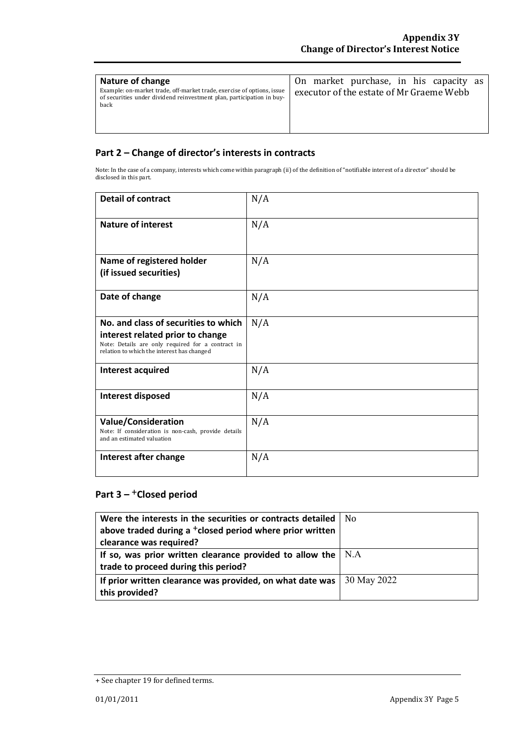| | |
|---|---|
| **Nature of change**<br>Example: on-market trade, off-market trade, exercise of options, issue of securities under dividend reinvestment plan, participation in buy-back | On market purchase, in his capacity as executor of the estate of Mr Graeme Webb |

## Part 2 – Change of director's interests in contracts

Note: In the case of a company, interests which come within paragraph (ii) of the definition of "notifiable interest of a director" should be disclosed in this part.

| | |
|---|---|
| **Detail of contract** | N/A |
| **Nature of interest** | N/A |
| **Name of registered holder (if issued securities)** | N/A |
| **Date of change** | N/A |
| **No. and class of securities to which interest related prior to change**<br>Note: Details are only required for a contract in relation to which the interest has changed | N/A |
| **Interest acquired** | N/A |
| **Interest disposed** | N/A |
| **Value/Consideration**<br>Note: If consideration is non-cash, provide details and an estimated valuation | N/A |
| **Interest after change** | N/A |

## Part 3 – +Closed period

| | |
|---|---|
| **Were the interests in the securities or contracts detailed above traded during a +closed period where prior written clearance was required?** | No |
| **If so, was prior written clearance provided to allow the trade to proceed during this period?** | N.A |
| **If prior written clearance was provided, on what date was this provided?** | 30 May 2022 |

+ See chapter 19 for defined terms.